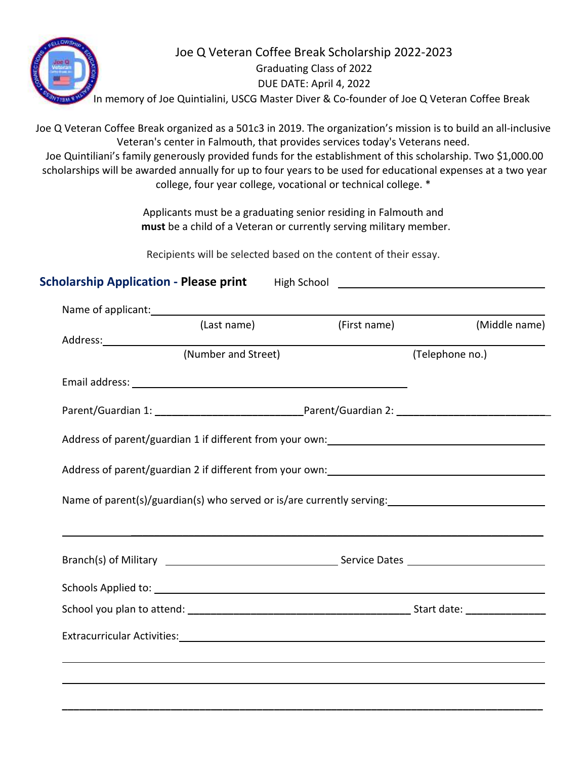# Joe Q Veteran Coffee Break Scholarship 2022-2023

Graduating Class of 2022

DUE DATE: April 4, 2022

In memory of Joe Quintialini, USCG Master Diver & Co-founder of Joe Q Veteran Coffee Break

Joe Q Veteran Coffee Break organized as a 501c3 in 2019. The organization's mission is to build an all-inclusive Veteran's center in Falmouth, that provides services today's Veterans need.
Joe Quintiliani's family generously provided funds for the establishment of this scholarship. Two $1,000.00 scholarships will be awarded annually for up to four years to be used for educational expenses at a two year college, four year college, vocational or technical college. *

Applicants must be a graduating senior residing in Falmouth and **must** be a child of a Veteran or currently serving military member.

Recipients will be selected based on the content of their essay.

## Scholarship Application - Please print

High School ______________________________

Name of applicant: ____________________________________________________________
(Last name) (First name) (Middle name)

Address: ____________________________________________________________
(Number and Street) (Telephone no.)

Email address: ______________________________________

Parent/Guardian 1: ________________________ Parent/Guardian 2: ________________________

Address of parent/guardian 1 if different from your own: ______________________________

Address of parent/guardian 2 if different from your own: ______________________________

Name of parent(s)/guardian(s) who served or is/are currently serving: ____________________

____________________________________________________________

Branch(s) of Military ________________________ Service Dates ____________________

Schools Applied to: ____________________________________________________________

School you plan to attend: ______________________________ Start date: ____________

Extracurricular Activities: ____________________________________________________________

____________________________________________________________

____________________________________________________________

____________________________________________________________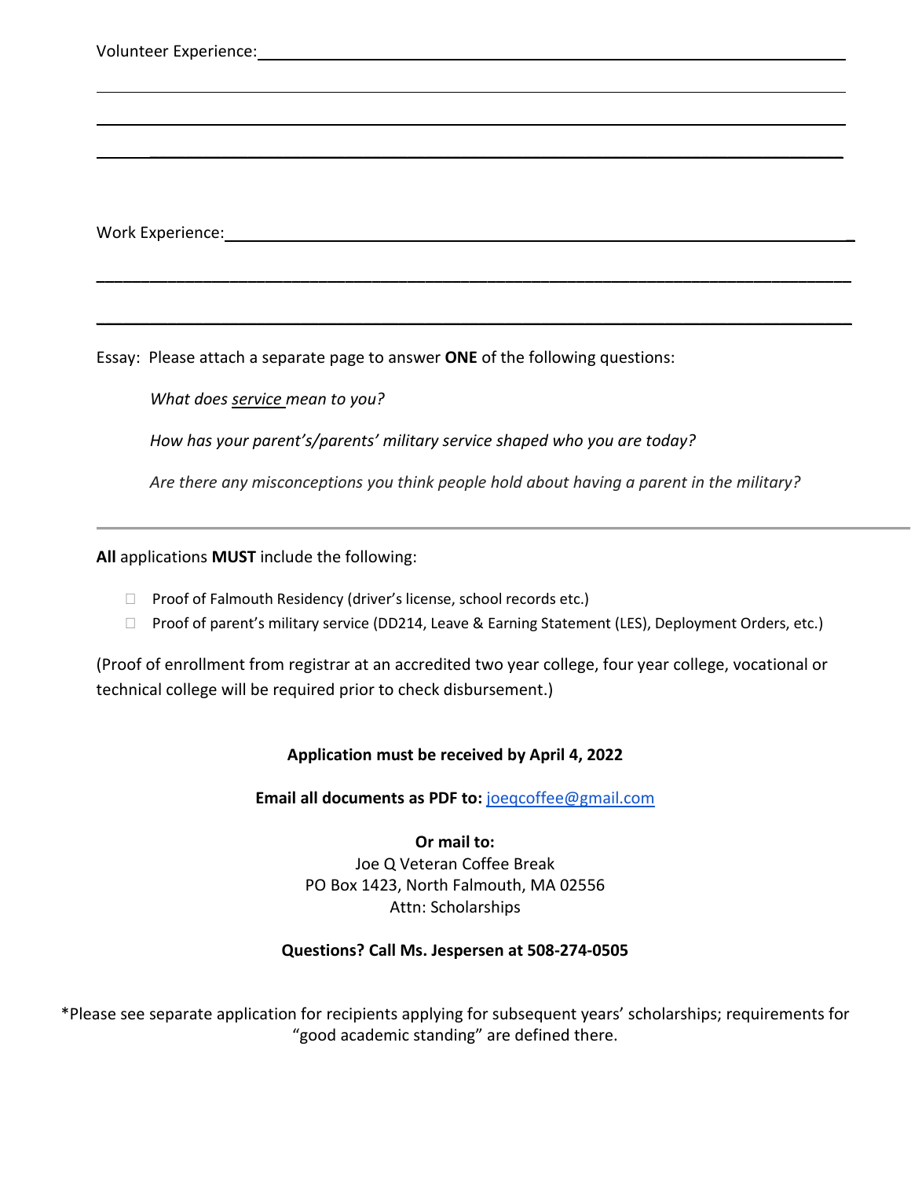Volunteer Experience: ____________________________________________________________________

___________________________________________________________________________________

___________________________________________________________________________________

___________________________________________________________________________________

Work Experience: _______________________________________________________________________

___________________________________________________________________________________

___________________________________________________________________________________

Essay: Please attach a separate page to answer **ONE** of the following questions:

> *What does service mean to you?*
>
> *How has your parent's/parents' military service shaped who you are today?*
>
> *Are there any misconceptions you think people hold about having a parent in the military?*

---

**All** applications **MUST** include the following:

- ☐ Proof of Falmouth Residency (driver's license, school records etc.)
- ☐ Proof of parent's military service (DD214, Leave & Earning Statement (LES), Deployment Orders, etc.)

(Proof of enrollment from registrar at an accredited two year college, four year college, vocational or technical college will be required prior to check disbursement.)

**Application must be received by April 4, 2022**

**Email all documents as PDF to:** joeqcoffee@gmail.com

**Or mail to:**
Joe Q Veteran Coffee Break
PO Box 1423, North Falmouth, MA 02556
Attn: Scholarships

**Questions? Call Ms. Jespersen at 508-274-0505**

*Please see separate application for recipients applying for subsequent years' scholarships; requirements for "good academic standing" are defined there.